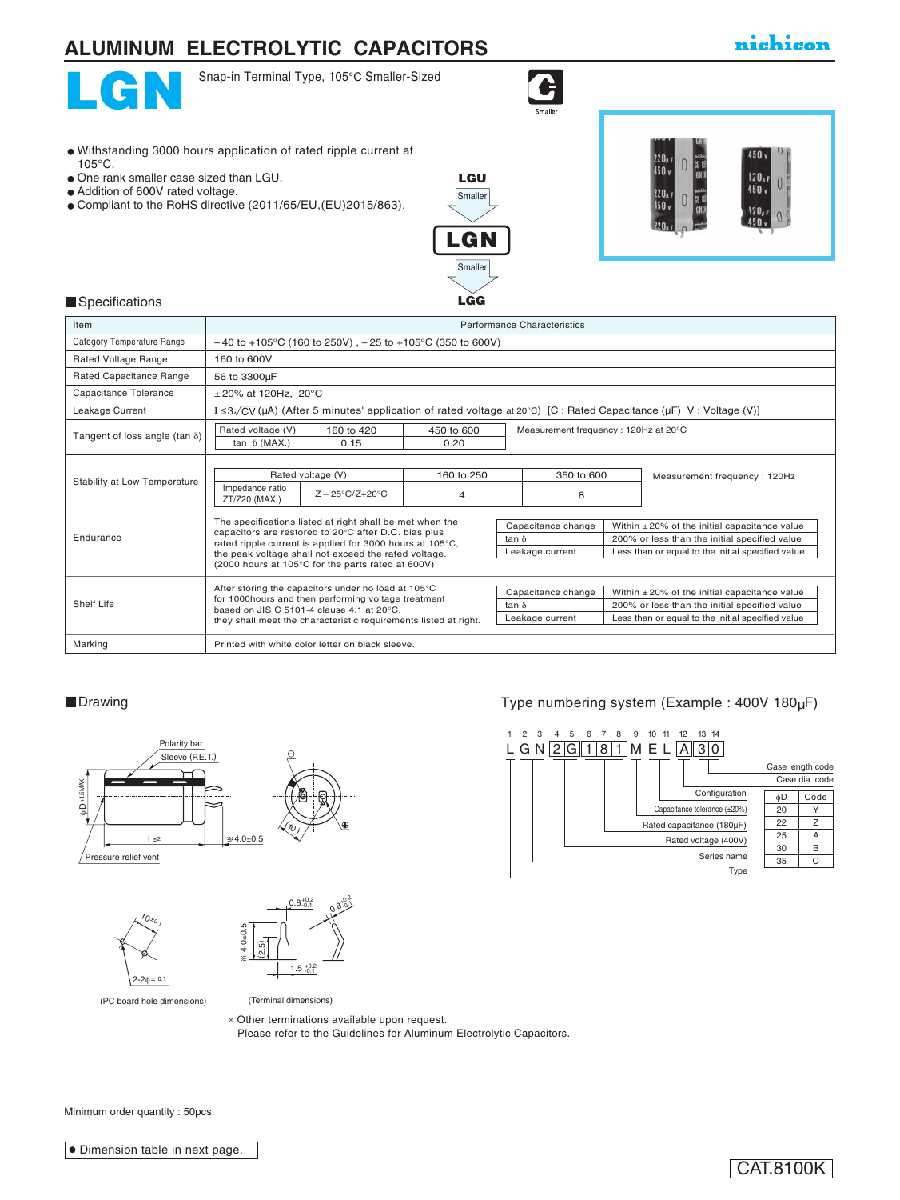# ALUMINUM ELECTROLYTIC CAPACITORS

nichicon

# LGN

Snap-in Terminal Type, 105°C Smaller-Sized

Smaller

- Withstanding 3000 hours application of rated ripple current at 105°C.
- One rank smaller case sized than LGU.
- Addition of 600V rated voltage.
- Compliant to the RoHS directive (2011/65/EU,(EU)2015/863).

LGU → Smaller → **LGN** → Smaller → LGG

## Specifications

| Item | Performance Characteristics |
|---|---|
| Category Temperature Range | – 40 to +105°C (160 to 250V) , – 25 to +105°C (350 to 600V) |
| Rated Voltage Range | 160 to 600V |
| Rated Capacitance Range | 56 to 3300µF |
| Capacitance Tolerance | ±20% at 120Hz, 20°C |
| Leakage Current | $I \leq 3\sqrt{CV}$ (µA) (After 5 minutes' application of rated voltage at 20°C) [C : Rated Capacitance (µF) V : Voltage (V)] |
| Tangent of loss angle (tan δ) | Rated voltage (V): 160 to 420 / 450 to 600; tan δ (MAX.): 0.15 / 0.20. Measurement frequency : 120Hz at 20°C |
| Stability at Low Temperature | Rated voltage (V): 160 to 250 / 350 to 600; Impedance ratio ZT/Z20 (MAX.) Z – 25°C/Z+20°C: 4 / 8. Measurement frequency : 120Hz |
| Endurance | The specifications listed at right shall be met when the capacitors are restored to 20°C after D.C. bias plus rated ripple current is applied for 3000 hours at 105°C, the peak voltage shall not exceed the rated voltage. (2000 hours at 105°C for the parts rated at 600V) — Capacitance change: Within ±20% of the initial capacitance value; tan δ: 200% or less than the initial specified value; Leakage current: Less than or equal to the initial specified value |
| Shelf Life | After storing the capacitors under no load at 105°C for 1000hours and then performing voltage treatment based on JIS C 5101-4 clause 4.1 at 20°C, they shall meet the characteristic requirements listed at right. — Capacitance change: Within ±20% of the initial capacitance value; tan δ: 200% or less than the initial specified value; Leakage current: Less than or equal to the initial specified value |
| Marking | Printed with white color letter on black sleeve. |

## Drawing

Polarity bar, Sleeve (P.E.T.), φD+1.5MAX., L±2, ※4.0±0.5, Pressure relief vent, (10)

10±0.1, 2-2φ±0.1 — (PC board hole dimensions)

0.8 +0.2/-0.1, ※4.0±0.5, (2.5), 1.5 +0.2/-0.1 — (Terminal dimensions)

※ Other terminations available upon request.
Please refer to the Guidelines for Aluminum Electrolytic Capacitors.

## Type numbering system (Example : 400V 180µF)

| 1 | 2 | 3 | 4 | 5 | 6 | 7 | 8 | 9 | 10 | 11 | 12 | 13 | 14 |
|---|---|---|---|---|---|---|---|---|---|---|---|---|---|
| L | G | N | 2 | G | 1 | 8 | 1 | M | E | L | A | 3 | 0 |

- 1–2: Type
- 3: Series name
- 4–5: Rated voltage (400V)
- 6–8: Rated capacitance (180µF)
- 9: Capacitance tolerance (±20%)
- 10–11: Configuration
- 12: Case dia. code
- 13–14: Case length code

| φD | Code |
|---|---|
| 20 | Y |
| 22 | Z |
| 25 | A |
| 30 | B |
| 35 | C |

Minimum order quantity : 50pcs.

● Dimension table in next page.

CAT.8100K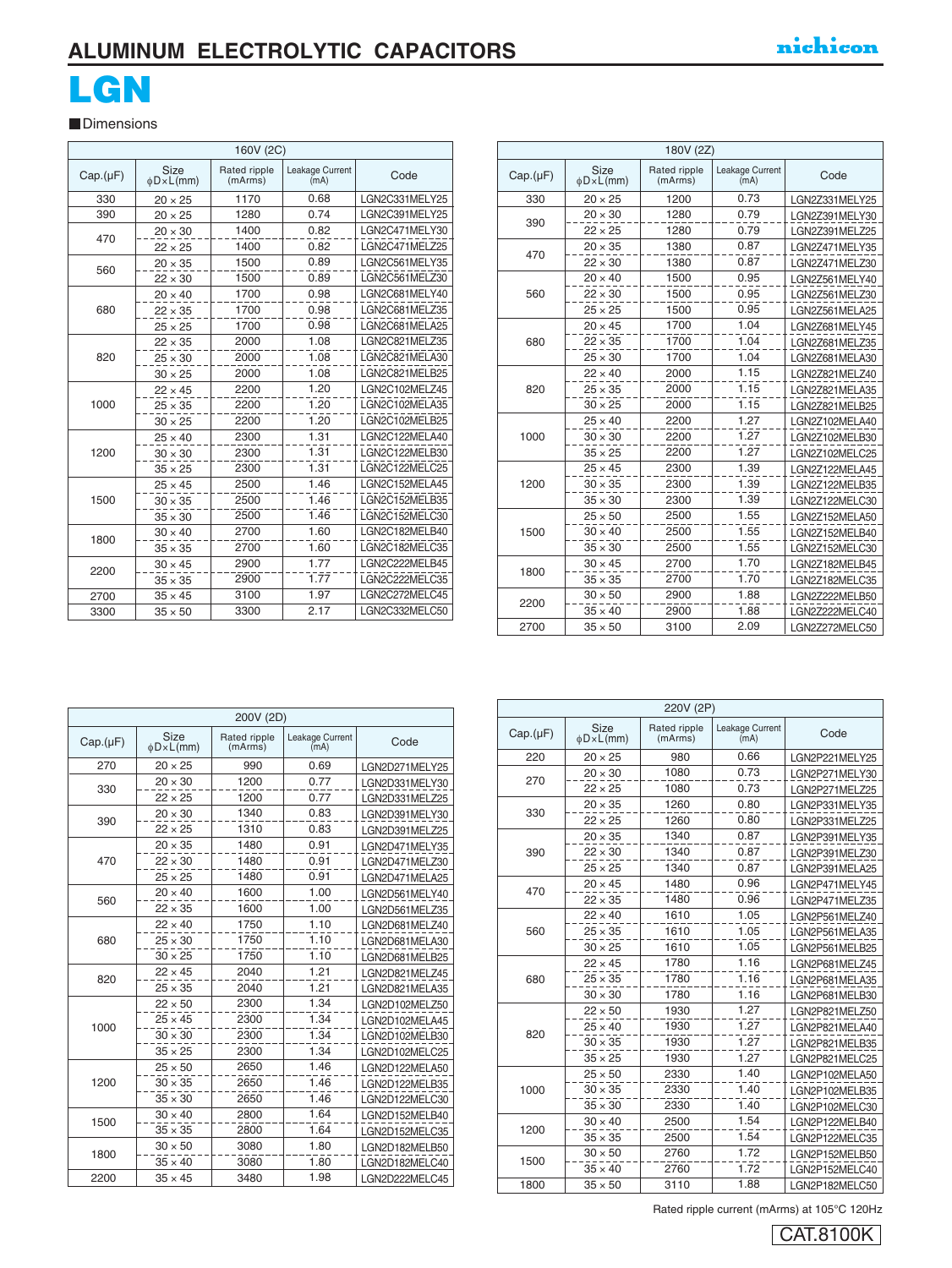# ALUMINUM ELECTROLYTIC CAPACITORS

# LGN

## Dimensions

| 160V (2C) | | | | |
|---|---|---|---|---|
| Cap.(μF) | Size ϕD×L(mm) | Rated ripple (mArms) | Leakage Current (mA) | Code |
| 330 | 20 × 25 | 1170 | 0.68 | LGN2C331MELY25 |
| 390 | 20 × 25 | 1280 | 0.74 | LGN2C391MELY25 |
| 470 | 20 × 30 | 1400 | 0.82 | LGN2C471MELY30 |
| | 22 × 25 | 1400 | 0.82 | LGN2C471MELZ25 |
| 560 | 20 × 35 | 1500 | 0.89 | LGN2C561MELY35 |
| | 22 × 30 | 1500 | 0.89 | LGN2C561MELZ30 |
| 680 | 20 × 40 | 1700 | 0.98 | LGN2C681MELY40 |
| | 22 × 35 | 1700 | 0.98 | LGN2C681MELZ35 |
| | 25 × 25 | 1700 | 0.98 | LGN2C681MELA25 |
| 820 | 22 × 35 | 2000 | 1.08 | LGN2C821MELZ35 |
| | 25 × 30 | 2000 | 1.08 | LGN2C821MELA30 |
| | 30 × 25 | 2000 | 1.08 | LGN2C821MELB25 |
| 1000 | 22 × 45 | 2200 | 1.20 | LGN2C102MELZ45 |
| | 25 × 35 | 2200 | 1.20 | LGN2C102MELA35 |
| | 30 × 25 | 2200 | 1.20 | LGN2C102MELB25 |
| 1200 | 25 × 40 | 2300 | 1.31 | LGN2C122MELA40 |
| | 30 × 30 | 2300 | 1.31 | LGN2C122MELB30 |
| | 35 × 25 | 2300 | 1.31 | LGN2C122MELC25 |
| 1500 | 25 × 45 | 2500 | 1.46 | LGN2C152MELA45 |
| | 30 × 35 | 2500 | 1.46 | LGN2C152MELB35 |
| | 35 × 30 | 2500 | 1.46 | LGN2C152MELC30 |
| 1800 | 30 × 40 | 2700 | 1.60 | LGN2C182MELB40 |
| | 35 × 35 | 2700 | 1.60 | LGN2C182MELC35 |
| 2200 | 30 × 45 | 2900 | 1.77 | LGN2C222MELB45 |
| | 35 × 35 | 2900 | 1.77 | LGN2C222MELC35 |
| 2700 | 35 × 45 | 3100 | 1.97 | LGN2C272MELC45 |
| 3300 | 35 × 50 | 3300 | 2.17 | LGN2C332MELC50 |

| 180V (2Z) | | | | |
|---|---|---|---|---|
| Cap.(μF) | Size ϕD×L(mm) | Rated ripple (mArms) | Leakage Current (mA) | Code |
| 330 | 20 × 25 | 1200 | 0.73 | LGN2Z331MELY25 |
| 390 | 20 × 30 | 1280 | 0.79 | LGN2Z391MELY30 |
| | 22 × 25 | 1280 | 0.79 | LGN2Z391MELZ25 |
| 470 | 20 × 35 | 1380 | 0.87 | LGN2Z471MELY35 |
| | 22 × 30 | 1380 | 0.87 | LGN2Z471MELZ30 |
| 560 | 20 × 40 | 1500 | 0.95 | LGN2Z561MELY40 |
| | 22 × 30 | 1500 | 0.95 | LGN2Z561MELZ30 |
| | 25 × 25 | 1500 | 0.95 | LGN2Z561MELA25 |
| 680 | 20 × 45 | 1700 | 1.04 | LGN2Z681MELY45 |
| | 22 × 35 | 1700 | 1.04 | LGN2Z681MELZ35 |
| | 25 × 30 | 1700 | 1.04 | LGN2Z681MELA30 |
| 820 | 22 × 40 | 2000 | 1.15 | LGN2Z821MELZ40 |
| | 25 × 35 | 2000 | 1.15 | LGN2Z821MELA35 |
| | 30 × 25 | 2000 | 1.15 | LGN2Z821MELB25 |
| 1000 | 25 × 40 | 2200 | 1.27 | LGN2Z102MELA40 |
| | 30 × 30 | 2200 | 1.27 | LGN2Z102MELB30 |
| | 35 × 25 | 2200 | 1.27 | LGN2Z102MELC25 |
| 1200 | 25 × 45 | 2300 | 1.39 | LGN2Z122MELA45 |
| | 30 × 35 | 2300 | 1.39 | LGN2Z122MELB35 |
| | 35 × 30 | 2300 | 1.39 | LGN2Z122MELC30 |
| 1500 | 25 × 50 | 2500 | 1.55 | LGN2Z152MELA50 |
| | 30 × 40 | 2500 | 1.55 | LGN2Z152MELB40 |
| | 35 × 30 | 2500 | 1.55 | LGN2Z152MELC30 |
| 1800 | 30 × 45 | 2700 | 1.70 | LGN2Z182MELB45 |
| | 35 × 35 | 2700 | 1.70 | LGN2Z182MELC35 |
| 2200 | 30 × 50 | 2900 | 1.88 | LGN2Z222MELB50 |
| | 35 × 40 | 2900 | 1.88 | LGN2Z222MELC40 |
| 2700 | 35 × 50 | 3100 | 2.09 | LGN2Z272MELC50 |

| 200V (2D) | | | | |
|---|---|---|---|---|
| Cap.(μF) | Size ϕD×L(mm) | Rated ripple (mArms) | Leakage Current (mA) | Code |
| 270 | 20 × 25 | 990 | 0.69 | LGN2D271MELY25 |
| 330 | 20 × 30 | 1200 | 0.77 | LGN2D331MELY30 |
| | 22 × 25 | 1200 | 0.77 | LGN2D331MELZ25 |
| 390 | 20 × 30 | 1340 | 0.83 | LGN2D391MELY30 |
| | 22 × 25 | 1310 | 0.83 | LGN2D391MELZ25 |
| 470 | 20 × 35 | 1480 | 0.91 | LGN2D471MELY35 |
| | 22 × 30 | 1480 | 0.91 | LGN2D471MELZ30 |
| | 25 × 25 | 1480 | 0.91 | LGN2D471MELA25 |
| 560 | 20 × 40 | 1600 | 1.00 | LGN2D561MELY40 |
| | 22 × 35 | 1600 | 1.00 | LGN2D561MELZ35 |
| 680 | 22 × 40 | 1750 | 1.10 | LGN2D681MELZ40 |
| | 25 × 30 | 1750 | 1.10 | LGN2D681MELA30 |
| | 30 × 25 | 1750 | 1.10 | LGN2D681MELB25 |
| 820 | 22 × 45 | 2040 | 1.21 | LGN2D821MELZ45 |
| | 25 × 35 | 2040 | 1.21 | LGN2D821MELA35 |
| 1000 | 22 × 50 | 2300 | 1.34 | LGN2D102MELZ50 |
| | 25 × 45 | 2300 | 1.34 | LGN2D102MELA45 |
| | 30 × 30 | 2300 | 1.34 | LGN2D102MELB30 |
| | 35 × 25 | 2300 | 1.34 | LGN2D102MELC25 |
| 1200 | 25 × 50 | 2650 | 1.46 | LGN2D122MELA50 |
| | 30 × 35 | 2650 | 1.46 | LGN2D122MELB35 |
| | 35 × 30 | 2650 | 1.46 | LGN2D122MELC30 |
| 1500 | 30 × 40 | 2800 | 1.64 | LGN2D152MELB40 |
| | 35 × 35 | 2800 | 1.64 | LGN2D152MELC35 |
| 1800 | 30 × 50 | 3080 | 1.80 | LGN2D182MELB50 |
| | 35 × 40 | 3080 | 1.80 | LGN2D182MELC40 |
| 2200 | 35 × 45 | 3480 | 1.98 | LGN2D222MELC45 |

| 220V (2P) | | | | |
|---|---|---|---|---|
| Cap.(μF) | Size ϕD×L(mm) | Rated ripple (mArms) | Leakage Current (mA) | Code |
| 220 | 20 × 25 | 980 | 0.66 | LGN2P221MELY25 |
| 270 | 20 × 30 | 1080 | 0.73 | LGN2P271MELY30 |
| | 22 × 25 | 1080 | 0.73 | LGN2P271MELZ25 |
| 330 | 20 × 35 | 1260 | 0.80 | LGN2P331MELY35 |
| | 22 × 25 | 1260 | 0.80 | LGN2P331MELZ25 |
| 390 | 20 × 35 | 1340 | 0.87 | LGN2P391MELY35 |
| | 22 × 30 | 1340 | 0.87 | LGN2P391MELZ30 |
| | 25 × 25 | 1340 | 0.87 | LGN2P391MELA25 |
| 470 | 20 × 45 | 1480 | 0.96 | LGN2P471MELY45 |
| | 22 × 35 | 1480 | 0.96 | LGN2P471MELZ35 |
| 560 | 22 × 40 | 1610 | 1.05 | LGN2P561MELZ40 |
| | 25 × 35 | 1610 | 1.05 | LGN2P561MELA35 |
| | 30 × 25 | 1610 | 1.05 | LGN2P561MELB25 |
| 680 | 22 × 45 | 1780 | 1.16 | LGN2P681MELZ45 |
| | 25 × 35 | 1780 | 1.16 | LGN2P681MELA35 |
| | 30 × 30 | 1780 | 1.16 | LGN2P681MELB30 |
| 820 | 22 × 50 | 1930 | 1.27 | LGN2P821MELZ50 |
| | 25 × 40 | 1930 | 1.27 | LGN2P821MELA40 |
| | 30 × 35 | 1930 | 1.27 | LGN2P821MELB35 |
| | 35 × 25 | 1930 | 1.27 | LGN2P821MELC25 |
| 1000 | 25 × 50 | 2330 | 1.40 | LGN2P102MELA50 |
| | 30 × 35 | 2330 | 1.40 | LGN2P102MELB35 |
| | 35 × 30 | 2330 | 1.40 | LGN2P102MELC30 |
| 1200 | 30 × 40 | 2500 | 1.54 | LGN2P122MELB40 |
| | 35 × 35 | 2500 | 1.54 | LGN2P122MELC35 |
| 1500 | 30 × 50 | 2760 | 1.72 | LGN2P152MELB50 |
| | 35 × 40 | 2760 | 1.72 | LGN2P152MELC40 |
| 1800 | 35 × 50 | 3110 | 1.88 | LGN2P182MELC50 |

Rated ripple current (mArms) at 105°C 120Hz

CAT.8100K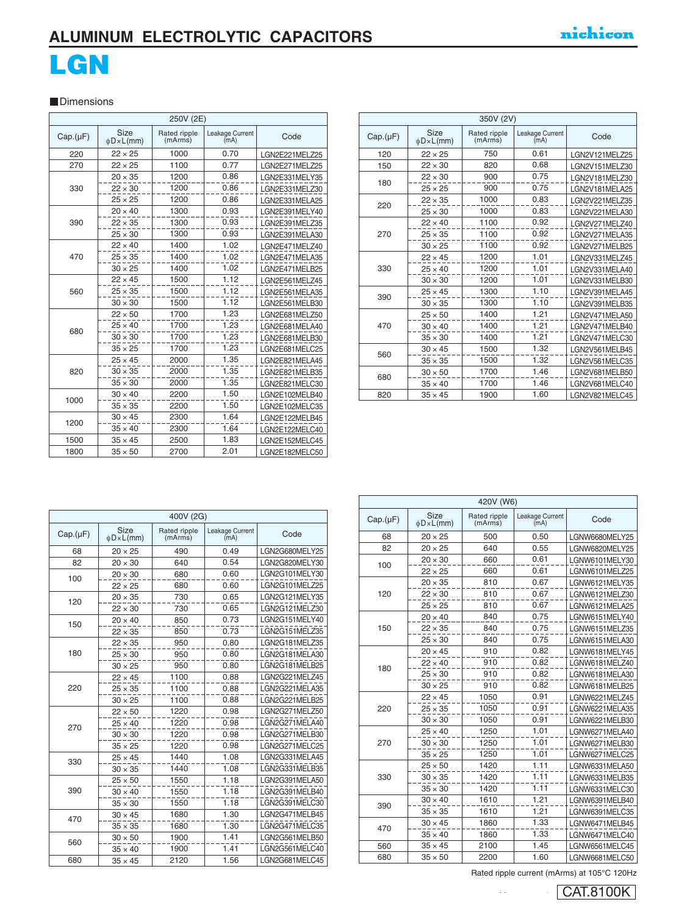# ALUMINUM ELECTROLYTIC CAPACITORS

## LGN

■Dimensions

| 250V (2E) | | | | |
|---|---|---|---|---|
| Cap.(μF) | Size φD×L(mm) | Rated ripple (mArms) | Leakage Current (mA) | Code |
| 220 | 22 × 25 | 1000 | 0.70 | LGN2E221MELZ25 |
| 270 | 22 × 25 | 1100 | 0.77 | LGN2E271MELZ25 |
| 330 | 20 × 35 | 1200 | 0.86 | LGN2E331MELY35 |
| | 22 × 30 | 1200 | 0.86 | LGN2E331MELZ30 |
| | 25 × 25 | 1200 | 0.86 | LGN2E331MELA25 |
| 390 | 20 × 40 | 1300 | 0.93 | LGN2E391MELY40 |
| | 22 × 35 | 1300 | 0.93 | LGN2E391MELZ35 |
| | 25 × 30 | 1300 | 0.93 | LGN2E391MELA30 |
| 470 | 22 × 40 | 1400 | 1.02 | LGN2E471MELZ40 |
| | 25 × 35 | 1400 | 1.02 | LGN2E471MELA35 |
| | 30 × 25 | 1400 | 1.02 | LGN2E471MELB25 |
| 560 | 22 × 45 | 1500 | 1.12 | LGN2E561MELZ45 |
| | 25 × 35 | 1500 | 1.12 | LGN2E561MELA35 |
| | 30 × 30 | 1500 | 1.12 | LGN2E561MELB30 |
| 680 | 22 × 50 | 1700 | 1.23 | LGN2E681MELZ50 |
| | 25 × 40 | 1700 | 1.23 | LGN2E681MELA40 |
| | 30 × 30 | 1700 | 1.23 | LGN2E681MELB30 |
| | 35 × 25 | 1700 | 1.23 | LGN2E681MELC25 |
| 820 | 25 × 45 | 2000 | 1.35 | LGN2E821MELA45 |
| | 30 × 35 | 2000 | 1.35 | LGN2E821MELB35 |
| | 35 × 30 | 2000 | 1.35 | LGN2E821MELC30 |
| 1000 | 30 × 40 | 2200 | 1.50 | LGN2E102MELB40 |
| | 35 × 35 | 2200 | 1.50 | LGN2E102MELC35 |
| 1200 | 30 × 45 | 2300 | 1.64 | LGN2E122MELB45 |
| | 35 × 40 | 2300 | 1.64 | LGN2E122MELC40 |
| 1500 | 35 × 45 | 2500 | 1.83 | LGN2E152MELC45 |
| 1800 | 35 × 50 | 2700 | 2.01 | LGN2E182MELC50 |

| 350V (2V) | | | | |
|---|---|---|---|---|
| Cap.(μF) | Size φD×L(mm) | Rated ripple (mArms) | Leakage Current (mA) | Code |
| 120 | 22 × 25 | 750 | 0.61 | LGN2V121MELZ25 |
| 150 | 22 × 30 | 820 | 0.68 | LGN2V151MELZ30 |
| 180 | 22 × 30 | 900 | 0.75 | LGN2V181MELZ30 |
| | 25 × 25 | 900 | 0.75 | LGN2V181MELA25 |
| 220 | 22 × 35 | 1000 | 0.83 | LGN2V221MELZ35 |
| | 25 × 30 | 1000 | 0.83 | LGN2V221MELA30 |
| 270 | 22 × 40 | 1100 | 0.92 | LGN2V271MELZ40 |
| | 25 × 35 | 1100 | 0.92 | LGN2V271MELA35 |
| | 30 × 25 | 1100 | 0.92 | LGN2V271MELB25 |
| 330 | 22 × 45 | 1200 | 1.01 | LGN2V331MELZ45 |
| | 25 × 40 | 1200 | 1.01 | LGN2V331MELA40 |
| | 30 × 30 | 1200 | 1.01 | LGN2V331MELB30 |
| 390 | 25 × 45 | 1300 | 1.10 | LGN2V391MELA45 |
| | 30 × 35 | 1300 | 1.10 | LGN2V391MELB35 |
| 470 | 25 × 50 | 1400 | 1.21 | LGN2V471MELA50 |
| | 30 × 40 | 1400 | 1.21 | LGN2V471MELB40 |
| | 35 × 30 | 1400 | 1.21 | LGN2V471MELC30 |
| 560 | 30 × 45 | 1500 | 1.32 | LGN2V561MELB45 |
| | 35 × 35 | 1500 | 1.32 | LGN2V561MELC35 |
| 680 | 30 × 50 | 1700 | 1.46 | LGN2V681MELB50 |
| | 35 × 40 | 1700 | 1.46 | LGN2V681MELC40 |
| 820 | 35 × 45 | 1900 | 1.60 | LGN2V821MELC45 |

| 400V (2G) | | | | |
|---|---|---|---|---|
| Cap.(μF) | Size φD×L(mm) | Rated ripple (mArms) | Leakage Current (mA) | Code |
| 68 | 20 × 25 | 490 | 0.49 | LGN2G680MELY25 |
| 82 | 20 × 30 | 640 | 0.54 | LGN2G820MELY30 |
| 100 | 20 × 30 | 680 | 0.60 | LGN2G101MELY30 |
| | 22 × 25 | 680 | 0.60 | LGN2G101MELZ25 |
| 120 | 20 × 35 | 730 | 0.65 | LGN2G121MELY35 |
| | 22 × 30 | 730 | 0.65 | LGN2G121MELZ30 |
| 150 | 20 × 40 | 850 | 0.73 | LGN2G151MELY40 |
| | 22 × 35 | 850 | 0.73 | LGN2G151MELZ35 |
| 180 | 22 × 35 | 950 | 0.80 | LGN2G181MELZ35 |
| | 25 × 30 | 950 | 0.80 | LGN2G181MELA30 |
| | 30 × 25 | 950 | 0.80 | LGN2G181MELB25 |
| 220 | 22 × 45 | 1100 | 0.88 | LGN2G221MELZ45 |
| | 25 × 35 | 1100 | 0.88 | LGN2G221MELA35 |
| | 30 × 25 | 1100 | 0.88 | LGN2G221MELB25 |
| 270 | 22 × 50 | 1220 | 0.98 | LGN2G271MELZ50 |
| | 25 × 40 | 1220 | 0.98 | LGN2G271MELA40 |
| | 30 × 30 | 1220 | 0.98 | LGN2G271MELB30 |
| | 35 × 25 | 1220 | 0.98 | LGN2G271MELC25 |
| 330 | 25 × 45 | 1440 | 1.08 | LGN2G331MELA45 |
| | 30 × 35 | 1440 | 1.08 | LGN2G331MELB35 |
| 390 | 25 × 50 | 1550 | 1.18 | LGN2G391MELA50 |
| | 30 × 40 | 1550 | 1.18 | LGN2G391MELB40 |
| | 35 × 30 | 1550 | 1.18 | LGN2G391MELC30 |
| 470 | 30 × 45 | 1680 | 1.30 | LGN2G471MELB45 |
| | 35 × 35 | 1680 | 1.30 | LGN2G471MELC35 |
| 560 | 30 × 50 | 1900 | 1.41 | LGN2G561MELB50 |
| | 35 × 40 | 1900 | 1.41 | LGN2G561MELC40 |
| 680 | 35 × 45 | 2120 | 1.56 | LGN2G681MELC45 |

| 420V (W6) | | | | |
|---|---|---|---|---|
| Cap.(μF) | Size φD×L(mm) | Rated ripple (mArms) | Leakage Current (mA) | Code |
| 68 | 20 × 25 | 500 | 0.50 | LGNW6680MELY25 |
| 82 | 20 × 25 | 640 | 0.55 | LGNW6820MELY25 |
| 100 | 20 × 30 | 660 | 0.61 | LGNW6101MELY30 |
| | 22 × 25 | 660 | 0.61 | LGNW6101MELZ25 |
| 120 | 20 × 35 | 810 | 0.67 | LGNW6121MELY35 |
| | 22 × 30 | 810 | 0.67 | LGNW6121MELZ30 |
| | 25 × 25 | 810 | 0.67 | LGNW6121MELA25 |
| 150 | 20 × 40 | 840 | 0.75 | LGNW6151MELY40 |
| | 22 × 35 | 840 | 0.75 | LGNW6151MELZ35 |
| | 25 × 30 | 840 | 0.75 | LGNW6151MELA30 |
| 180 | 20 × 45 | 910 | 0.82 | LGNW6181MELY45 |
| | 22 × 40 | 910 | 0.82 | LGNW6181MELZ40 |
| | 25 × 30 | 910 | 0.82 | LGNW6181MELA30 |
| | 30 × 25 | 910 | 0.82 | LGNW6181MELB25 |
| 220 | 22 × 45 | 1050 | 0.91 | LGNW6221MELZ45 |
| | 25 × 35 | 1050 | 0.91 | LGNW6221MELA35 |
| | 30 × 30 | 1050 | 0.91 | LGNW6221MELB30 |
| 270 | 25 × 40 | 1250 | 1.01 | LGNW6271MELA40 |
| | 30 × 30 | 1250 | 1.01 | LGNW6271MELB30 |
| | 35 × 25 | 1250 | 1.01 | LGNW6271MELC25 |
| 330 | 25 × 50 | 1420 | 1.11 | LGNW6331MELA50 |
| | 30 × 35 | 1420 | 1.11 | LGNW6331MELB35 |
| | 35 × 30 | 1420 | 1.11 | LGNW6331MELC30 |
| 390 | 30 × 40 | 1610 | 1.21 | LGNW6391MELB40 |
| | 35 × 35 | 1610 | 1.21 | LGNW6391MELC35 |
| 470 | 30 × 45 | 1860 | 1.33 | LGNW6471MELB45 |
| | 35 × 40 | 1860 | 1.33 | LGNW6471MELC40 |
| 560 | 35 × 45 | 2100 | 1.45 | LGNW6561MELC45 |
| 680 | 35 × 50 | 2200 | 1.60 | LGNW6681MELC50 |

Rated ripple current (mArms) at 105°C 120Hz

CAT.8100K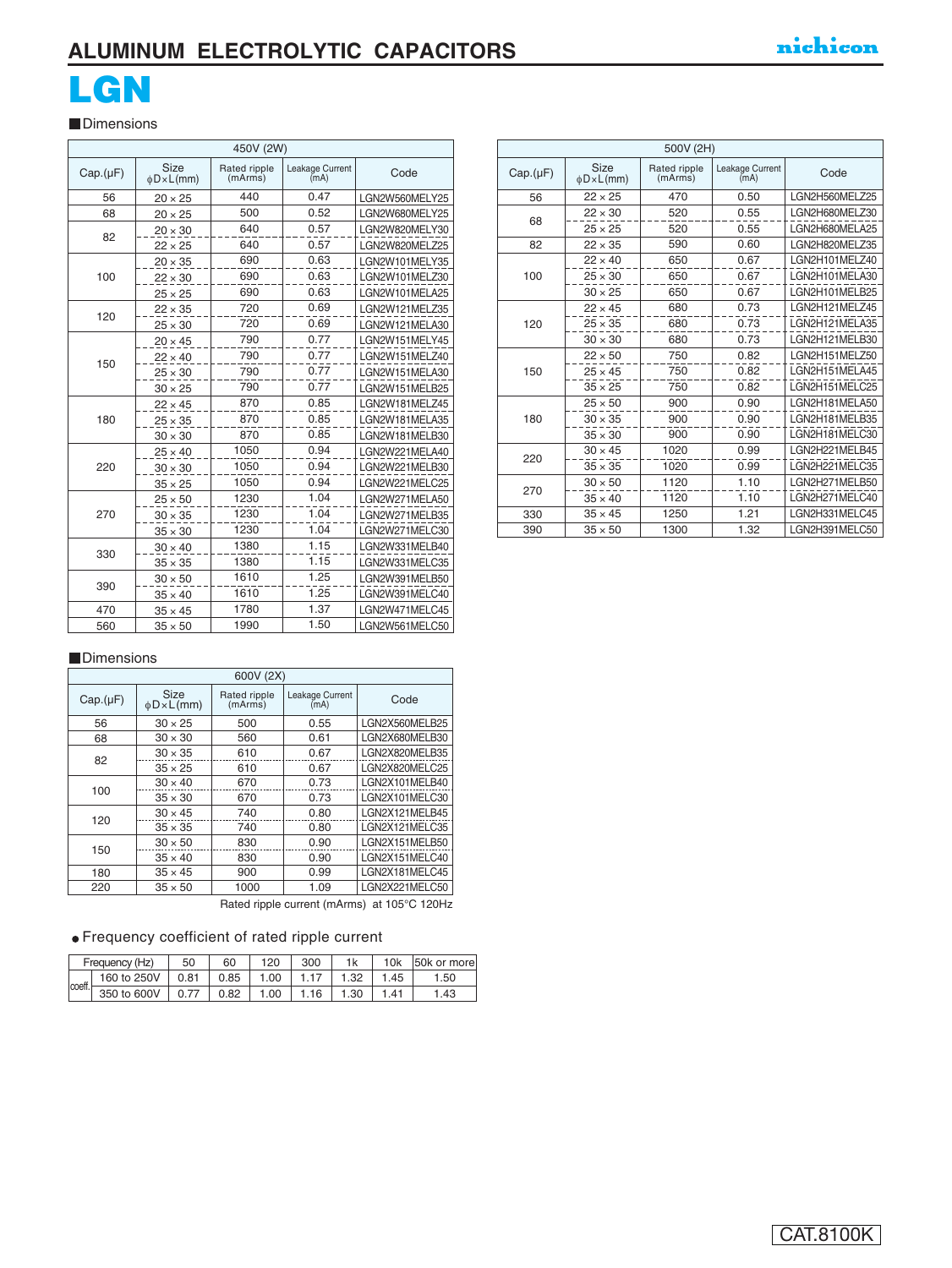# ALUMINUM ELECTROLYTIC CAPACITORS

# LGN

## ■Dimensions

| 450V (2W) | | | | |
|---|---|---|---|---|
| Cap.(μF) | Size φD×L(mm) | Rated ripple (mArms) | Leakage Current (mA) | Code |
| 56 | 20 × 25 | 440 | 0.47 | LGN2W560MELY25 |
| 68 | 20 × 25 | 500 | 0.52 | LGN2W680MELY25 |
| 82 | 20 × 30 | 640 | 0.57 | LGN2W820MELY30 |
| | 22 × 25 | 640 | 0.57 | LGN2W820MELZ25 |
| 100 | 20 × 35 | 690 | 0.63 | LGN2W101MELY35 |
| | 22 × 30 | 690 | 0.63 | LGN2W101MELZ30 |
| | 25 × 25 | 690 | 0.63 | LGN2W101MELA25 |
| 120 | 22 × 35 | 720 | 0.69 | LGN2W121MELZ35 |
| | 25 × 30 | 720 | 0.69 | LGN2W121MELA30 |
| 150 | 20 × 45 | 790 | 0.77 | LGN2W151MELY45 |
| | 22 × 40 | 790 | 0.77 | LGN2W151MELZ40 |
| | 25 × 30 | 790 | 0.77 | LGN2W151MELA30 |
| | 30 × 25 | 790 | 0.77 | LGN2W151MELB25 |
| 180 | 22 × 45 | 870 | 0.85 | LGN2W181MELZ45 |
| | 25 × 35 | 870 | 0.85 | LGN2W181MELA35 |
| | 30 × 30 | 870 | 0.85 | LGN2W181MELB30 |
| 220 | 25 × 40 | 1050 | 0.94 | LGN2W221MELA40 |
| | 30 × 30 | 1050 | 0.94 | LGN2W221MELB30 |
| | 35 × 25 | 1050 | 0.94 | LGN2W221MELC25 |
| 270 | 25 × 50 | 1230 | 1.04 | LGN2W271MELA50 |
| | 30 × 35 | 1230 | 1.04 | LGN2W271MELB35 |
| | 35 × 30 | 1230 | 1.04 | LGN2W271MELC30 |
| 330 | 30 × 40 | 1380 | 1.15 | LGN2W331MELB40 |
| | 35 × 35 | 1380 | 1.15 | LGN2W331MELC35 |
| 390 | 30 × 50 | 1610 | 1.25 | LGN2W391MELB50 |
| | 35 × 40 | 1610 | 1.25 | LGN2W391MELC40 |
| 470 | 35 × 45 | 1780 | 1.37 | LGN2W471MELC45 |
| 560 | 35 × 50 | 1990 | 1.50 | LGN2W561MELC50 |

| 500V (2H) | | | | |
|---|---|---|---|---|
| Cap.(μF) | Size φD×L(mm) | Rated ripple (mArms) | Leakage Current (mA) | Code |
| 56 | 22 × 25 | 470 | 0.50 | LGN2H560MELZ25 |
| 68 | 22 × 30 | 520 | 0.55 | LGN2H680MELZ30 |
| | 25 × 25 | 520 | 0.55 | LGN2H680MELA25 |
| 82 | 22 × 35 | 590 | 0.60 | LGN2H820MELZ35 |
| 100 | 22 × 40 | 650 | 0.67 | LGN2H101MELZ40 |
| | 25 × 30 | 650 | 0.67 | LGN2H101MELA30 |
| | 30 × 25 | 650 | 0.67 | LGN2H101MELB25 |
| 120 | 22 × 45 | 680 | 0.73 | LGN2H121MELZ45 |
| | 25 × 35 | 680 | 0.73 | LGN2H121MELA35 |
| | 30 × 30 | 680 | 0.73 | LGN2H121MELB30 |
| 150 | 22 × 50 | 750 | 0.82 | LGN2H151MELZ50 |
| | 25 × 45 | 750 | 0.82 | LGN2H151MELA45 |
| | 35 × 25 | 750 | 0.82 | LGN2H151MELC25 |
| 180 | 25 × 50 | 900 | 0.90 | LGN2H181MELA50 |
| | 30 × 35 | 900 | 0.90 | LGN2H181MELB35 |
| | 35 × 30 | 900 | 0.90 | LGN2H181MELC30 |
| 220 | 30 × 45 | 1020 | 0.99 | LGN2H221MELB45 |
| | 35 × 35 | 1020 | 0.99 | LGN2H221MELC35 |
| 270 | 30 × 50 | 1120 | 1.10 | LGN2H271MELB50 |
| | 35 × 40 | 1120 | 1.10 | LGN2H271MELC40 |
| 330 | 35 × 45 | 1250 | 1.21 | LGN2H331MELC45 |
| 390 | 35 × 50 | 1300 | 1.32 | LGN2H391MELC50 |

## ■Dimensions

| 600V (2X) | | | | |
|---|---|---|---|---|
| Cap.(μF) | Size φD×L(mm) | Rated ripple (mArms) | Leakage Current (mA) | Code |
| 56 | 30 × 25 | 500 | 0.55 | LGN2X560MELB25 |
| 68 | 30 × 30 | 560 | 0.61 | LGN2X680MELB30 |
| 82 | 30 × 35 | 610 | 0.67 | LGN2X820MELB35 |
| | 35 × 25 | 610 | 0.67 | LGN2X820MELC25 |
| 100 | 30 × 40 | 670 | 0.73 | LGN2X101MELB40 |
| | 35 × 30 | 670 | 0.73 | LGN2X101MELC30 |
| 120 | 30 × 45 | 740 | 0.80 | LGN2X121MELB45 |
| | 35 × 35 | 740 | 0.80 | LGN2X121MELC35 |
| 150 | 30 × 50 | 830 | 0.90 | LGN2X151MELB50 |
| | 35 × 40 | 830 | 0.90 | LGN2X151MELC40 |
| 180 | 35 × 45 | 900 | 0.99 | LGN2X181MELC45 |
| 220 | 35 × 50 | 1000 | 1.09 | LGN2X221MELC50 |

Rated ripple current (mArms) at 105°C 120Hz

● Frequency coefficient of rated ripple current

| Frequency (Hz) | | 50 | 60 | 120 | 300 | 1k | 10k | 50k or more |
|---|---|---|---|---|---|---|---|---|
| coeff. | 160 to 250V | 0.81 | 0.85 | 1.00 | 1.17 | 1.32 | 1.45 | 1.50 |
| | 350 to 600V | 0.77 | 0.82 | 1.00 | 1.16 | 1.30 | 1.41 | 1.43 |

CAT.8100K